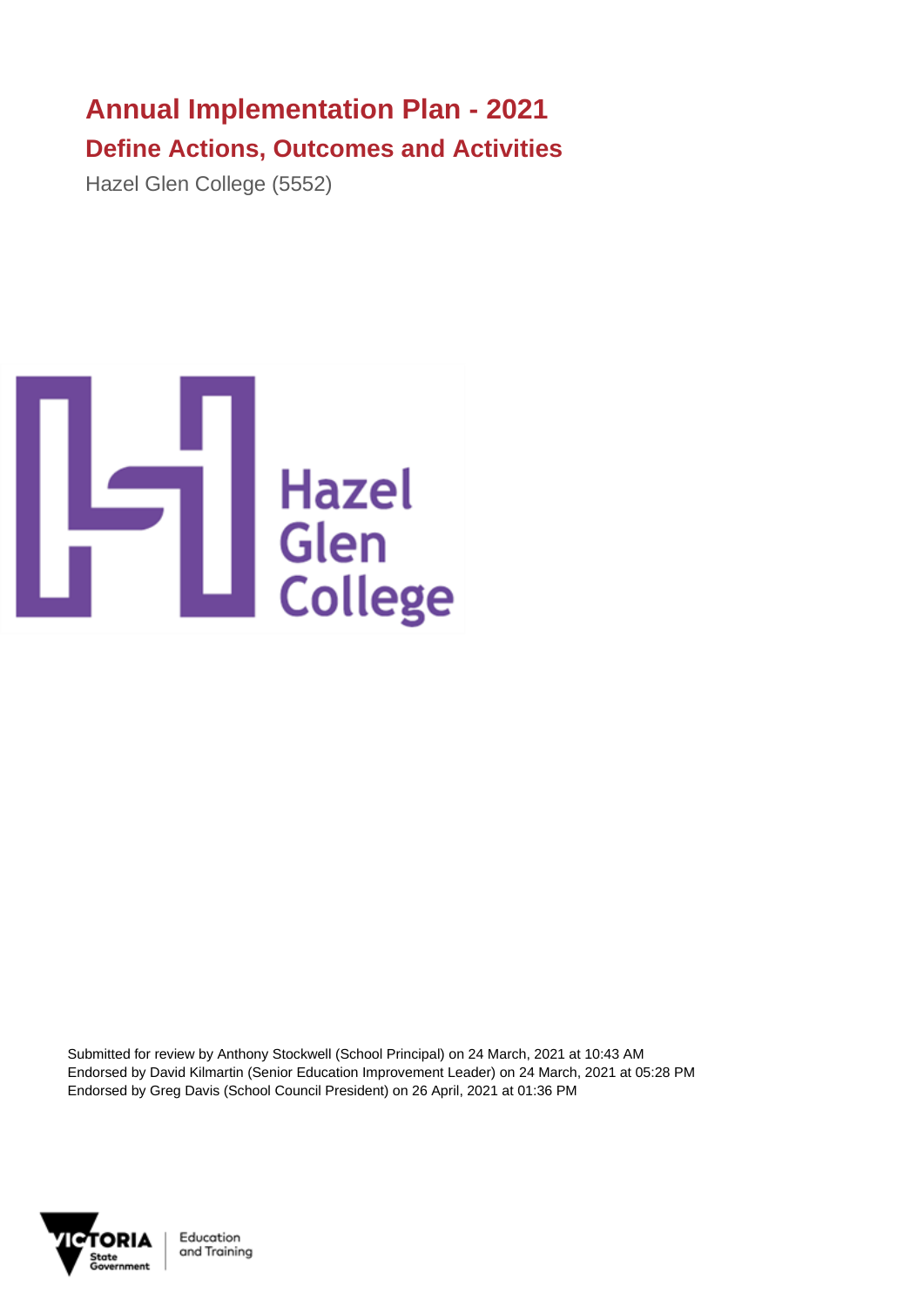# Annual Implementation Plan - 2021

## Define Actions, Outcomes and Activities

Hazel Glen College (5552)

Submitted for review by Anthony Stockwell (School Principal) on 24 March, 2021 at 10:43 AM
Endorsed by David Kilmartin (Senior Education Improvement Leader) on 24 March, 2021 at 05:28 PM
Endorsed by Greg Davis (School Council President) on 26 April, 2021 at 01:36 PM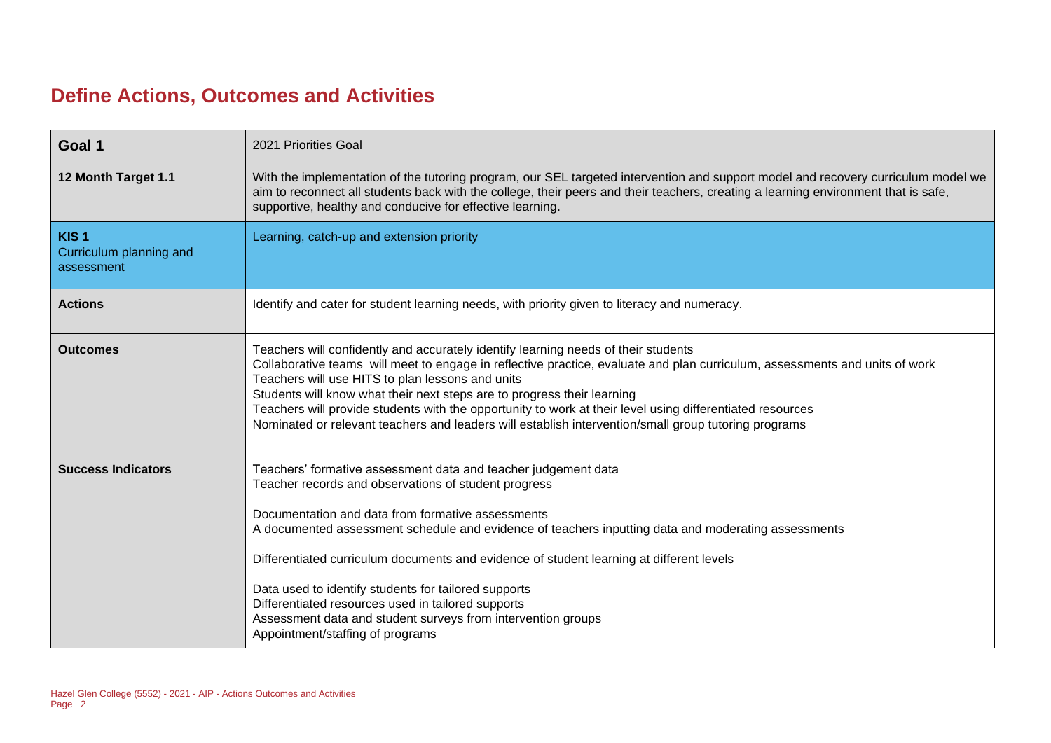# Define Actions, Outcomes and Activities

| | |
|---|---|
| **Goal 1** | 2021 Priorities Goal |
| **12 Month Target 1.1** | With the implementation of the tutoring program, our SEL targeted intervention and support model and recovery curriculum model we aim to reconnect all students back with the college, their peers and their teachers, creating a learning environment that is safe, supportive, healthy and conducive for effective learning. |
| **KIS 1** Curriculum planning and assessment | Learning, catch-up and extension priority |
| **Actions** | Identify and cater for student learning needs, with priority given to literacy and numeracy. |
| **Outcomes** | Teachers will confidently and accurately identify learning needs of their students<br>Collaborative teams will meet to engage in reflective practice, evaluate and plan curriculum, assessments and units of work<br>Teachers will use HITS to plan lessons and units<br>Students will know what their next steps are to progress their learning<br>Teachers will provide students with the opportunity to work at their level using differentiated resources<br>Nominated or relevant teachers and leaders will establish intervention/small group tutoring programs |
| **Success Indicators** | Teachers' formative assessment data and teacher judgement data<br>Teacher records and observations of student progress<br><br>Documentation and data from formative assessments<br>A documented assessment schedule and evidence of teachers inputting data and moderating assessments<br><br>Differentiated curriculum documents and evidence of student learning at different levels<br><br>Data used to identify students for tailored supports<br>Differentiated resources used in tailored supports<br>Assessment data and student surveys from intervention groups<br>Appointment/staffing of programs |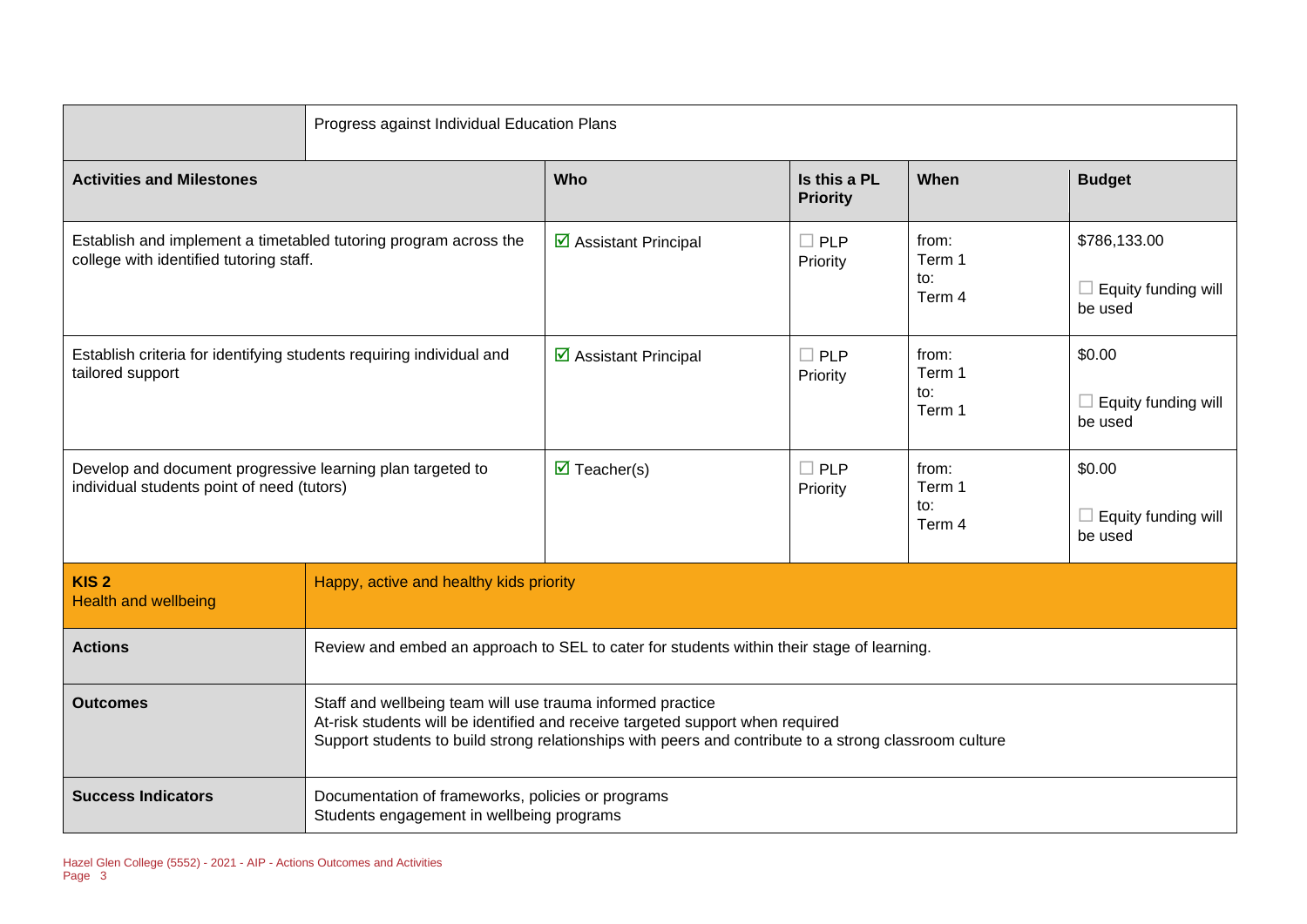| | Progress against Individual Education Plans | | | | |
|---|---|---|---|---|---|
| **Activities and Milestones** | | **Who** | **Is this a PL Priority** | **When** | **Budget** |
| Establish and implement a timetabled tutoring program across the college with identified tutoring staff. | | ☑ Assistant Principal | ☐ PLP Priority | from: Term 1 to: Term 4 | $786,133.00 ☐ Equity funding will be used |
| Establish criteria for identifying students requiring individual and tailored support | | ☑ Assistant Principal | ☐ PLP Priority | from: Term 1 to: Term 1 | $0.00 ☐ Equity funding will be used |
| Develop and document progressive learning plan targeted to individual students point of need (tutors) | | ☑ Teacher(s) | ☐ PLP Priority | from: Term 1 to: Term 4 | $0.00 ☐ Equity funding will be used |

| **KIS 2** Health and wellbeing | Happy, active and healthy kids priority |
|---|---|
| **Actions** | Review and embed an approach to SEL to cater for students within their stage of learning. |
| **Outcomes** | Staff and wellbeing team will use trauma informed practice<br>At-risk students will be identified and receive targeted support when required<br>Support students to build strong relationships with peers and contribute to a strong classroom culture |
| **Success Indicators** | Documentation of frameworks, policies or programs<br>Students engagement in wellbeing programs |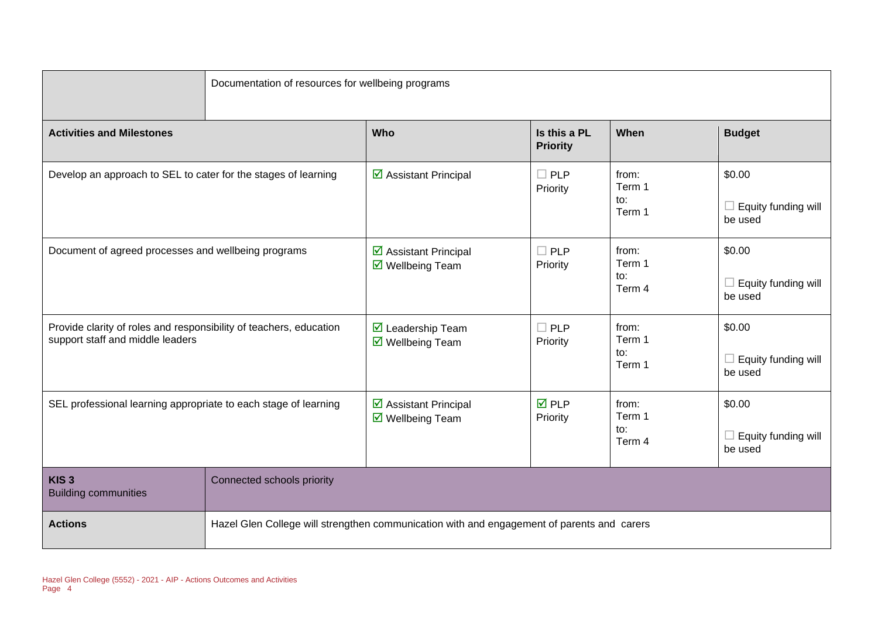| | Documentation of resources for wellbeing programs | | | |
|---|---|---|---|---|
| **Activities and Milestones** | **Who** | **Is this a PL Priority** | **When** | **Budget** |
| Develop an approach to SEL to cater for the stages of learning | ☑ Assistant Principal | ☐ PLP Priority | from: Term 1 to: Term 1 | $0.00 ☐ Equity funding will be used |
| Document of agreed processes and wellbeing programs | ☑ Assistant Principal ☑ Wellbeing Team | ☐ PLP Priority | from: Term 1 to: Term 4 | $0.00 ☐ Equity funding will be used |
| Provide clarity of roles and responsibility of teachers, education support staff and middle leaders | ☑ Leadership Team ☑ Wellbeing Team | ☐ PLP Priority | from: Term 1 to: Term 1 | $0.00 ☐ Equity funding will be used |
| SEL professional learning appropriate to each stage of learning | ☑ Assistant Principal ☑ Wellbeing Team | ☑ PLP Priority | from: Term 1 to: Term 4 | $0.00 ☐ Equity funding will be used |

| **KIS 3** Building communities | Connected schools priority |
|---|---|
| **Actions** | Hazel Glen College will strengthen communication with and engagement of parents and carers |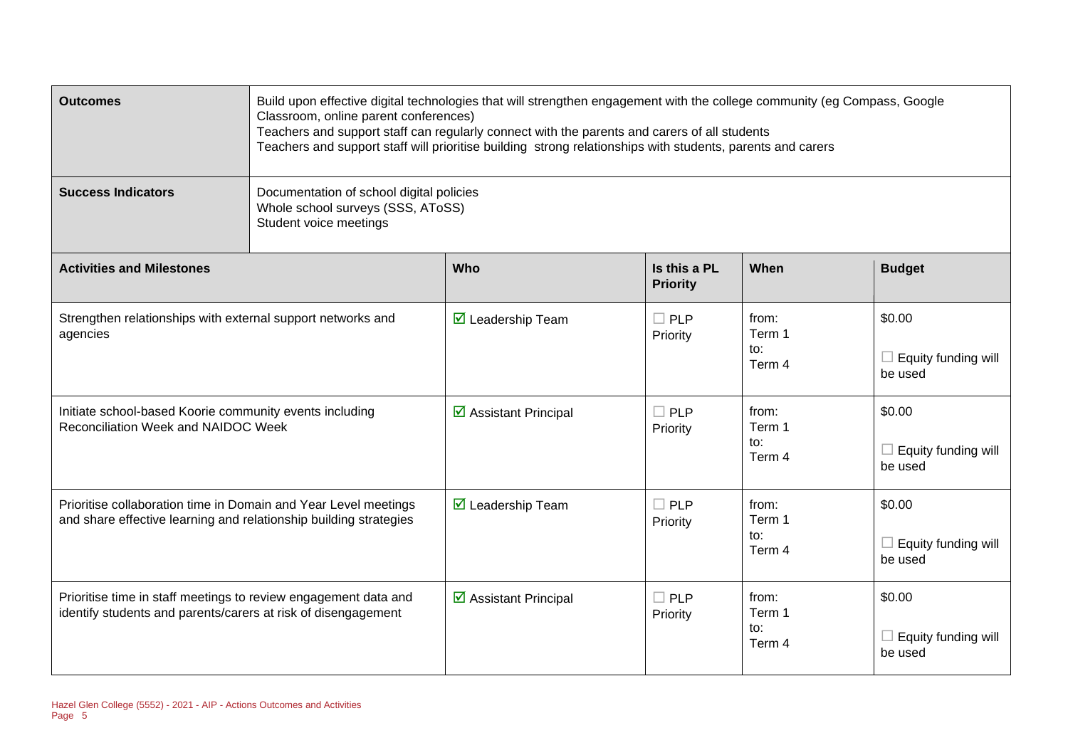| **Outcomes** | Build upon effective digital technologies that will strengthen engagement with the college community (eg Compass, Google Classroom, online parent conferences)<br>Teachers and support staff can regularly connect with the parents and carers of all students<br>Teachers and support staff will prioritise building strong relationships with students, parents and carers |
|---|---|
| **Success Indicators** | Documentation of school digital policies<br>Whole school surveys (SSS, AToSS)<br>Student voice meetings |

| **Activities and Milestones** | **Who** | **Is this a PL Priority** | **When** | **Budget** |
|---|---|---|---|---|
| Strengthen relationships with external support networks and agencies | ☑ Leadership Team | ☐ PLP Priority | from: Term 1<br>to: Term 4 | $0.00<br><br>☐ Equity funding will be used |
| Initiate school-based Koorie community events including Reconciliation Week and NAIDOC Week | ☑ Assistant Principal | ☐ PLP Priority | from: Term 1<br>to: Term 4 | $0.00<br><br>☐ Equity funding will be used |
| Prioritise collaboration time in Domain and Year Level meetings and share effective learning and relationship building strategies | ☑ Leadership Team | ☐ PLP Priority | from: Term 1<br>to: Term 4 | $0.00<br><br>☐ Equity funding will be used |
| Prioritise time in staff meetings to review engagement data and identify students and parents/carers at risk of disengagement | ☑ Assistant Principal | ☐ PLP Priority | from: Term 1<br>to: Term 4 | $0.00<br><br>☐ Equity funding will be used |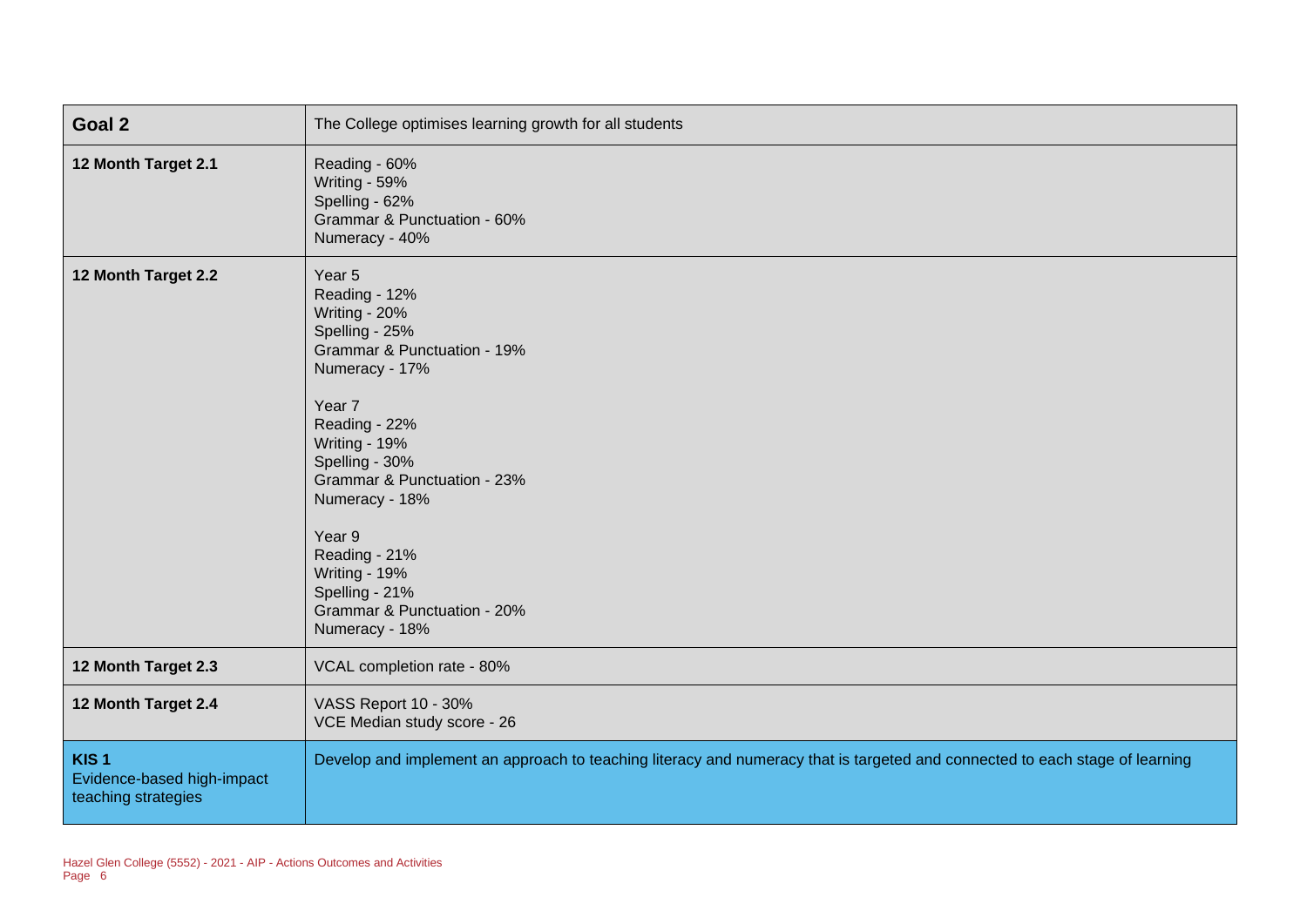| Goal 2 | The College optimises learning growth for all students |
|---|---|
| **12 Month Target 2.1** | Reading - 60%<br>Writing - 59%<br>Spelling - 62%<br>Grammar & Punctuation - 60%<br>Numeracy - 40% |
| **12 Month Target 2.2** | Year 5<br>Reading - 12%<br>Writing - 20%<br>Spelling - 25%<br>Grammar & Punctuation - 19%<br>Numeracy - 17%<br><br>Year 7<br>Reading - 22%<br>Writing - 19%<br>Spelling - 30%<br>Grammar & Punctuation - 23%<br>Numeracy - 18%<br><br>Year 9<br>Reading - 21%<br>Writing - 19%<br>Spelling - 21%<br>Grammar & Punctuation - 20%<br>Numeracy - 18% |
| **12 Month Target 2.3** | VCAL completion rate - 80% |
| **12 Month Target 2.4** | VASS Report 10 - 30%<br>VCE Median study score - 26 |
| **KIS 1**<br>Evidence-based high-impact teaching strategies | Develop and implement an approach to teaching literacy and numeracy that is targeted and connected to each stage of learning |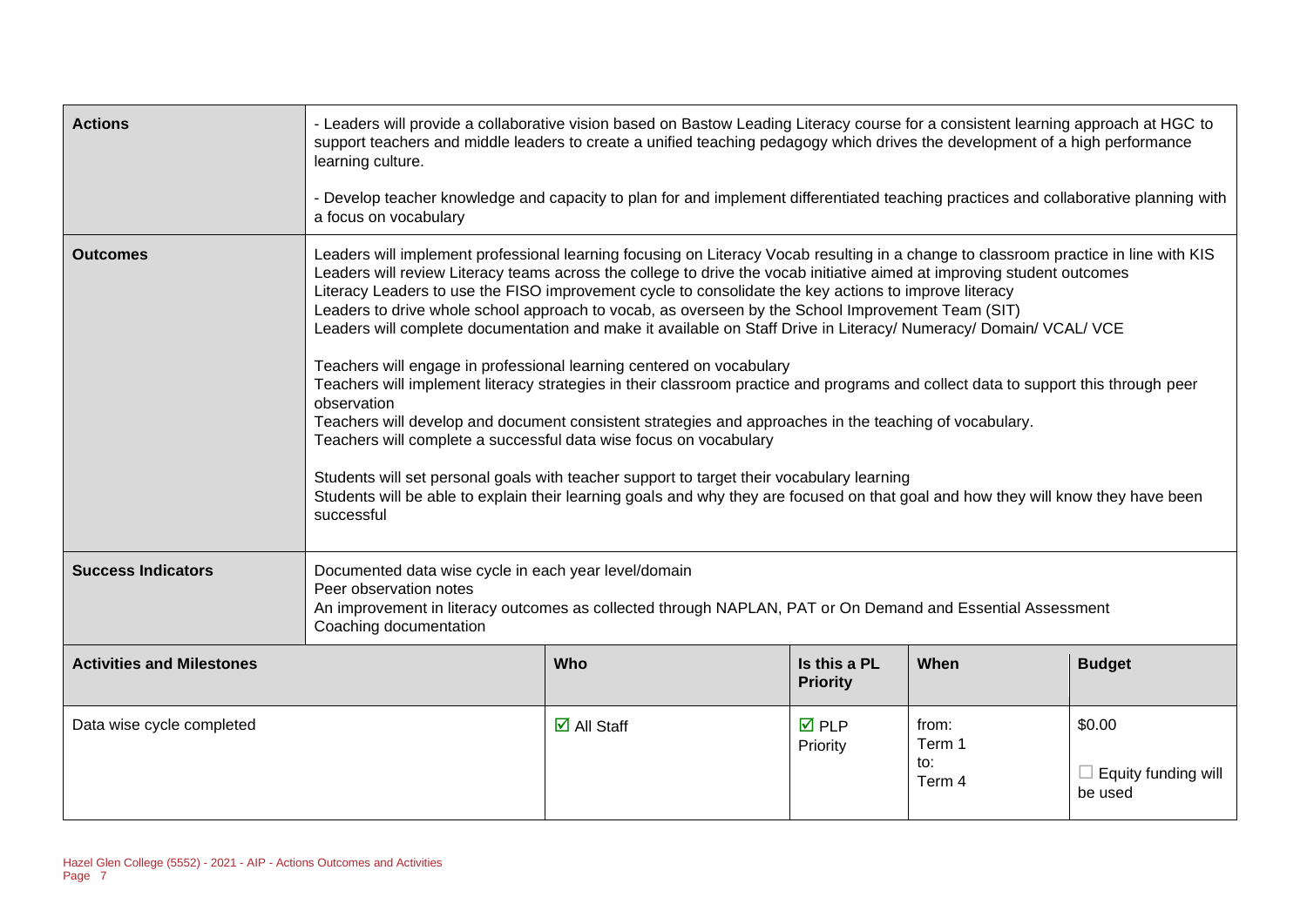| **Actions** | - Leaders will provide a collaborative vision based on Bastow Leading Literacy course for a consistent learning approach at HGC to support teachers and middle leaders to create a unified teaching pedagogy which drives the development of a high performance learning culture.<br><br>- Develop teacher knowledge and capacity to plan for and implement differentiated teaching practices and collaborative planning with a focus on vocabulary |
|---|---|
| **Outcomes** | Leaders will implement professional learning focusing on Literacy Vocab resulting in a change to classroom practice in line with KIS<br>Leaders will review Literacy teams across the college to drive the vocab initiative aimed at improving student outcomes<br>Literacy Leaders to use the FISO improvement cycle to consolidate the key actions to improve literacy<br>Leaders to drive whole school approach to vocab, as overseen by the School Improvement Team (SIT)<br>Leaders will complete documentation and make it available on Staff Drive in Literacy/ Numeracy/ Domain/ VCAL/ VCE<br><br>Teachers will engage in professional learning centered on vocabulary<br>Teachers will implement literacy strategies in their classroom practice and programs and collect data to support this through peer observation<br>Teachers will develop and document consistent strategies and approaches in the teaching of vocabulary.<br>Teachers will complete a successful data wise focus on vocabulary<br><br>Students will set personal goals with teacher support to target their vocabulary learning<br>Students will be able to explain their learning goals and why they are focused on that goal and how they will know they have been successful |
| **Success Indicators** | Documented data wise cycle in each year level/domain<br>Peer observation notes<br>An improvement in literacy outcomes as collected through NAPLAN, PAT or On Demand and Essential Assessment<br>Coaching documentation |

| **Activities and Milestones** | **Who** | **Is this a PL Priority** | **When** | **Budget** |
|---|---|---|---|---|
| Data wise cycle completed | ☑ All Staff | ☑ PLP Priority | from: Term 1 to: Term 4 | $0.00<br>☐ Equity funding will be used |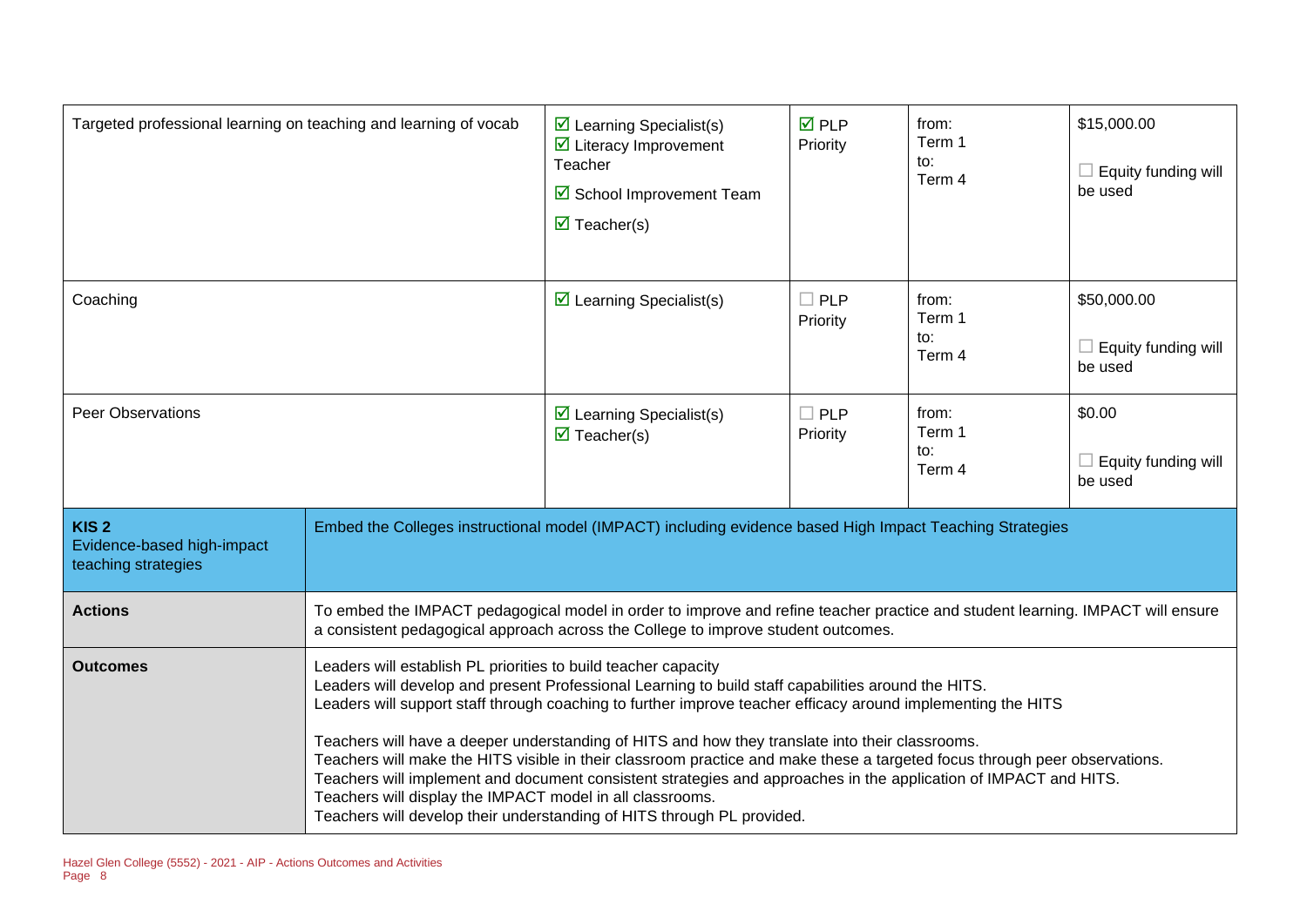| Activities | People responsible | Is this a PL priority | When | Budget |
|---|---|---|---|---|
| Targeted professional learning on teaching and learning of vocab | ☑ Learning Specialist(s)<br>☑ Literacy Improvement Teacher<br>☑ School Improvement Team<br>☑ Teacher(s) | ☑ PLP Priority | from: Term 1<br>to: Term 4 | $15,000.00<br>☐ Equity funding will be used |
| Coaching | ☑ Learning Specialist(s) | ☐ PLP Priority | from: Term 1<br>to: Term 4 | $50,000.00<br>☐ Equity funding will be used |
| Peer Observations | ☑ Learning Specialist(s)<br>☑ Teacher(s) | ☐ PLP Priority | from: Term 1<br>to: Term 4 | $0.00<br>☐ Equity funding will be used |

| | |
|---|---|
| **KIS 2**<br>Evidence-based high-impact teaching strategies | Embed the Colleges instructional model (IMPACT) including evidence based High Impact Teaching Strategies |
| **Actions** | To embed the IMPACT pedagogical model in order to improve and refine teacher practice and student learning. IMPACT will ensure a consistent pedagogical approach across the College to improve student outcomes. |
| **Outcomes** | Leaders will establish PL priorities to build teacher capacity<br>Leaders will develop and present Professional Learning to build staff capabilities around the HITS.<br>Leaders will support staff through coaching to further improve teacher efficacy around implementing the HITS<br><br>Teachers will have a deeper understanding of HITS and how they translate into their classrooms.<br>Teachers will make the HITS visible in their classroom practice and make these a targeted focus through peer observations.<br>Teachers will implement and document consistent strategies and approaches in the application of IMPACT and HITS.<br>Teachers will display the IMPACT model in all classrooms.<br>Teachers will develop their understanding of HITS through PL provided. |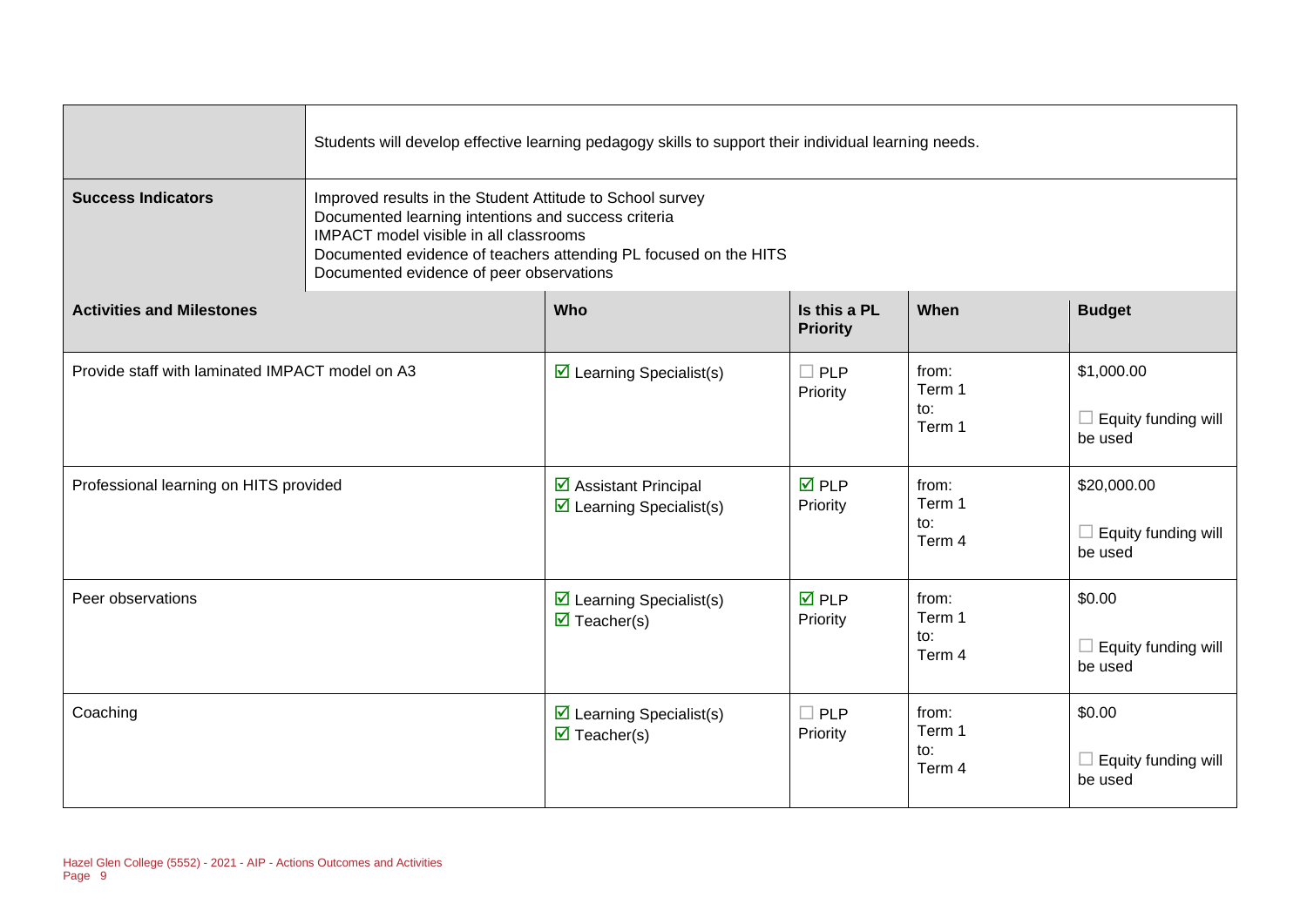| | Students will develop effective learning pedagogy skills to support their individual learning needs. | | | |
|---|---|---|---|---|
| **Success Indicators** | Improved results in the Student Attitude to School survey<br>Documented learning intentions and success criteria<br>IMPACT model visible in all classrooms<br>Documented evidence of teachers attending PL focused on the HITS<br>Documented evidence of peer observations | | | |
| **Activities and Milestones** | **Who** | **Is this a PL Priority** | **When** | **Budget** |
| Provide staff with laminated IMPACT model on A3 | ☑ Learning Specialist(s) | ☐ PLP Priority | from: Term 1 to: Term 1 | $1,000.00<br>☐ Equity funding will be used |
| Professional learning on HITS provided | ☑ Assistant Principal<br>☑ Learning Specialist(s) | ☑ PLP Priority | from: Term 1 to: Term 4 | $20,000.00<br>☐ Equity funding will be used |
| Peer observations | ☑ Learning Specialist(s)<br>☑ Teacher(s) | ☑ PLP Priority | from: Term 1 to: Term 4 | $0.00<br>☐ Equity funding will be used |
| Coaching | ☑ Learning Specialist(s)<br>☑ Teacher(s) | ☐ PLP Priority | from: Term 1 to: Term 4 | $0.00<br>☐ Equity funding will be used |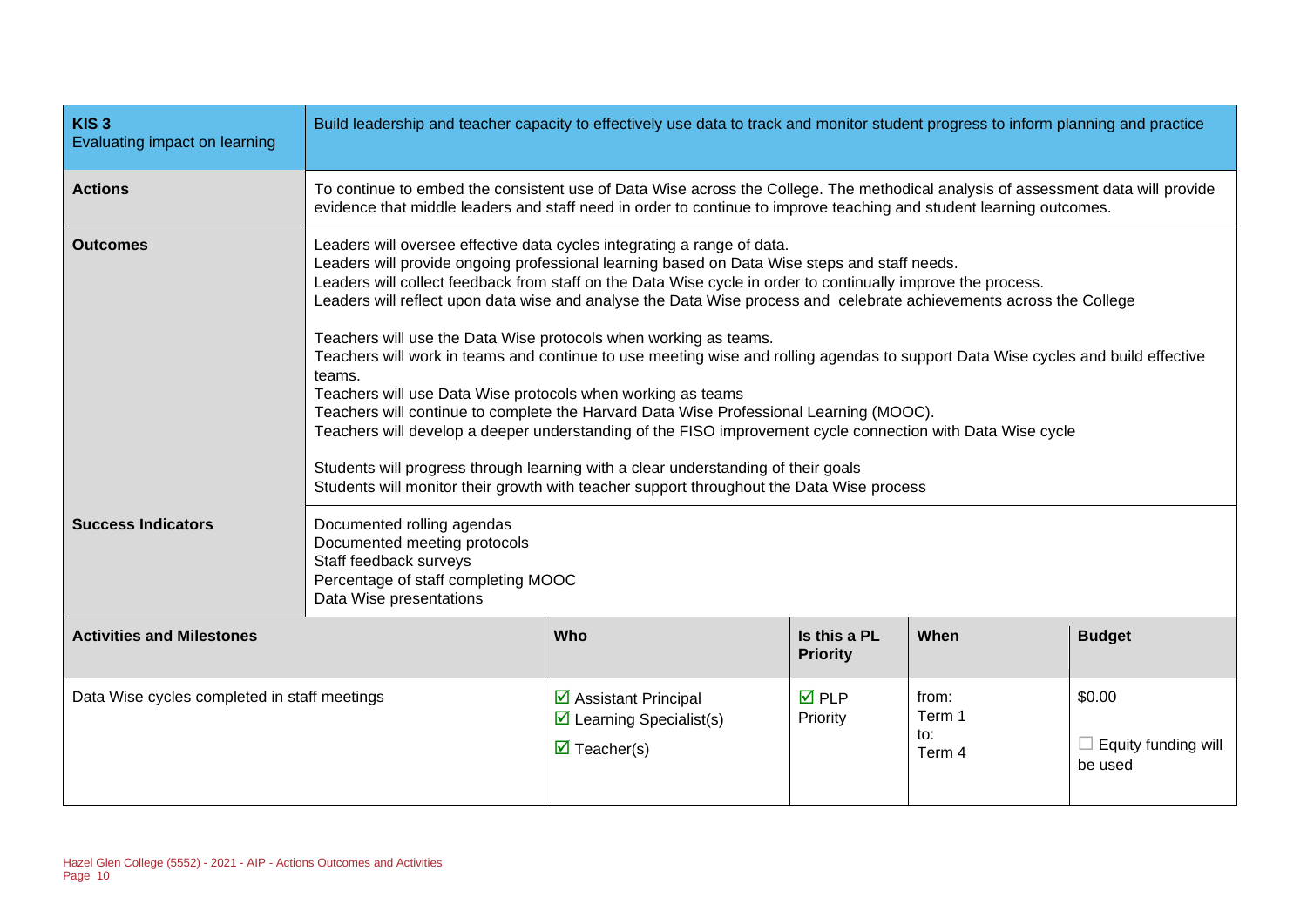| **KIS 3**<br>Evaluating impact on learning | Build leadership and teacher capacity to effectively use data to track and monitor student progress to inform planning and practice | | | |
|---|---|---|---|---|
| **Actions** | To continue to embed the consistent use of Data Wise across the College. The methodical analysis of assessment data will provide evidence that middle leaders and staff need in order to continue to improve teaching and student learning outcomes. | | | |
| **Outcomes** | Leaders will oversee effective data cycles integrating a range of data.<br>Leaders will provide ongoing professional learning based on Data Wise steps and staff needs.<br>Leaders will collect feedback from staff on the Data Wise cycle in order to continually improve the process.<br>Leaders will reflect upon data wise and analyse the Data Wise process and celebrate achievements across the College<br><br>Teachers will use the Data Wise protocols when working as teams.<br>Teachers will work in teams and continue to use meeting wise and rolling agendas to support Data Wise cycles and build effective teams.<br>Teachers will use Data Wise protocols when working as teams<br>Teachers will continue to complete the Harvard Data Wise Professional Learning (MOOC).<br>Teachers will develop a deeper understanding of the FISO improvement cycle connection with Data Wise cycle<br><br>Students will progress through learning with a clear understanding of their goals<br>Students will monitor their growth with teacher support throughout the Data Wise process | | | |
| **Success Indicators** | Documented rolling agendas<br>Documented meeting protocols<br>Staff feedback surveys<br>Percentage of staff completing MOOC<br>Data Wise presentations | | | |
| **Activities and Milestones** | **Who** | **Is this a PL Priority** | **When** | **Budget** |
| Data Wise cycles completed in staff meetings | ☑ Assistant Principal<br>☑ Learning Specialist(s)<br>☑ Teacher(s) | ☑ PLP Priority | from: Term 1<br>to: Term 4 | $0.00<br>☐ Equity funding will be used |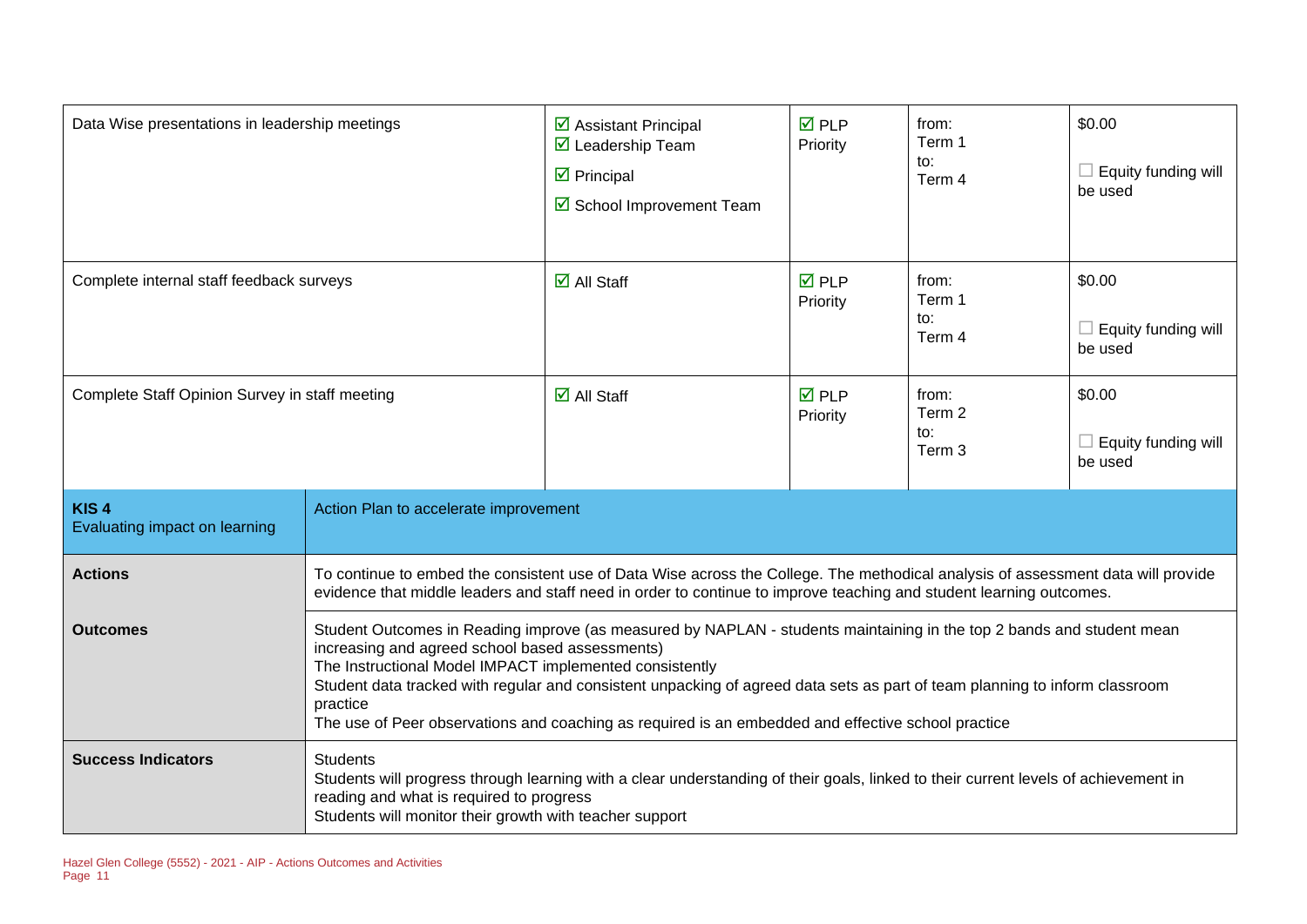| | | | | |
|---|---|---|---|---|
| Data Wise presentations in leadership meetings | ☑ Assistant Principal<br>☑ Leadership Team<br>☑ Principal<br>☑ School Improvement Team | ☑ PLP Priority | from:<br>Term 1<br>to:<br>Term 4 | $0.00<br>☐ Equity funding will be used |
| Complete internal staff feedback surveys | ☑ All Staff | ☑ PLP Priority | from:<br>Term 1<br>to:<br>Term 4 | $0.00<br>☐ Equity funding will be used |
| Complete Staff Opinion Survey in staff meeting | ☑ All Staff | ☑ PLP Priority | from:<br>Term 2<br>to:<br>Term 3 | $0.00<br>☐ Equity funding will be used |

| | |
|---|---|
| **KIS 4**<br>Evaluating impact on learning | Action Plan to accelerate improvement |
| **Actions** | To continue to embed the consistent use of Data Wise across the College. The methodical analysis of assessment data will provide evidence that middle leaders and staff need in order to continue to improve teaching and student learning outcomes. |
| **Outcomes** | Student Outcomes in Reading improve (as measured by NAPLAN - students maintaining in the top 2 bands and student mean increasing and agreed school based assessments)<br>The Instructional Model IMPACT implemented consistently<br>Student data tracked with regular and consistent unpacking of agreed data sets as part of team planning to inform classroom practice<br>The use of Peer observations and coaching as required is an embedded and effective school practice |
| **Success Indicators** | Students<br>Students will progress through learning with a clear understanding of their goals, linked to their current levels of achievement in reading and what is required to progress<br>Students will monitor their growth with teacher support |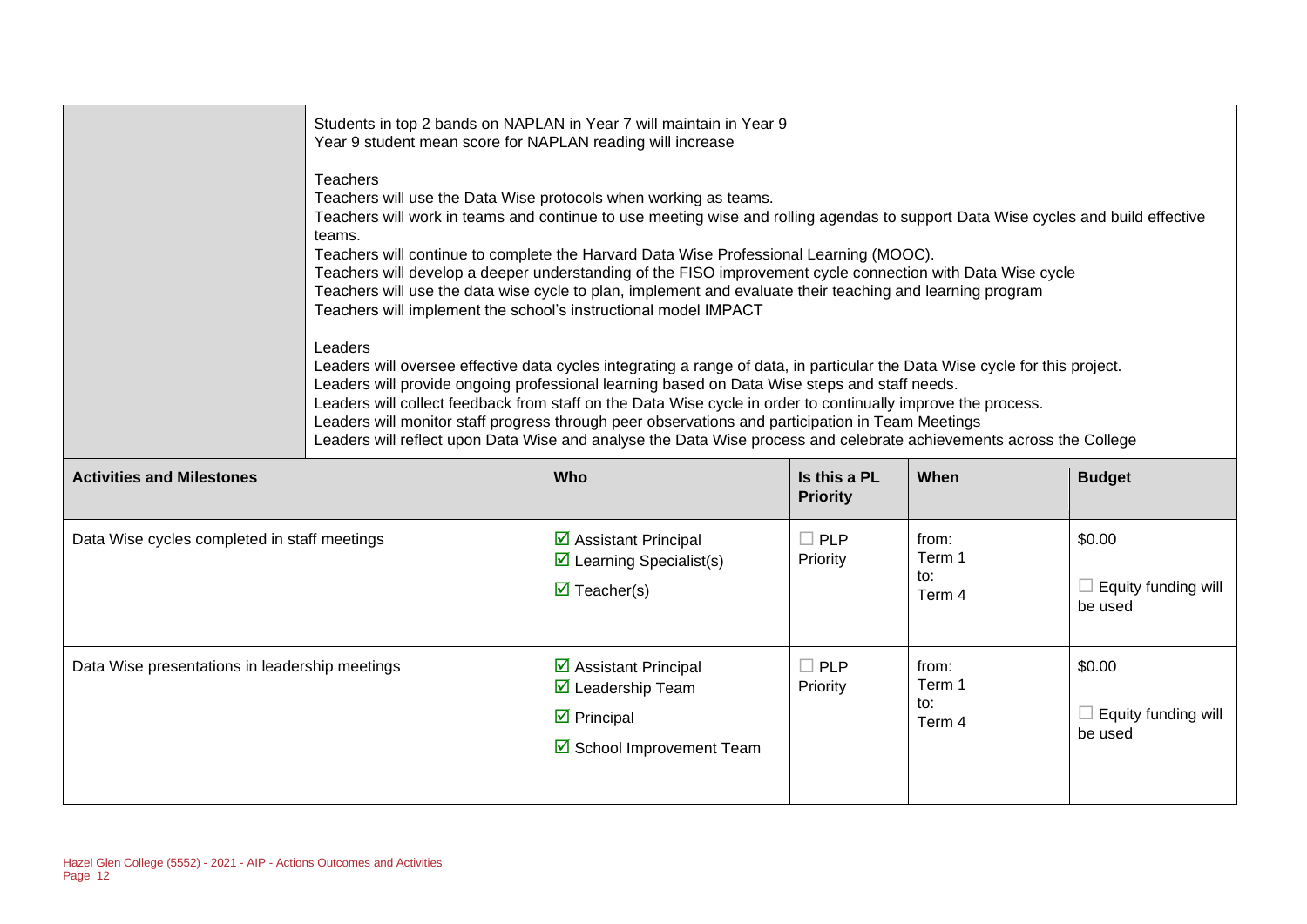| | |
|---|---|
| | Students in top 2 bands on NAPLAN in Year 7 will maintain in Year 9<br>Year 9 student mean score for NAPLAN reading will increase<br><br>Teachers<br>Teachers will use the Data Wise protocols when working as teams.<br>Teachers will work in teams and continue to use meeting wise and rolling agendas to support Data Wise cycles and build effective teams.<br>Teachers will continue to complete the Harvard Data Wise Professional Learning (MOOC).<br>Teachers will develop a deeper understanding of the FISO improvement cycle connection with Data Wise cycle<br>Teachers will use the data wise cycle to plan, implement and evaluate their teaching and learning program<br>Teachers will implement the school's instructional model IMPACT<br><br>Leaders<br>Leaders will oversee effective data cycles integrating a range of data, in particular the Data Wise cycle for this project.<br>Leaders will provide ongoing professional learning based on Data Wise steps and staff needs.<br>Leaders will collect feedback from staff on the Data Wise cycle in order to continually improve the process.<br>Leaders will monitor staff progress through peer observations and participation in Team Meetings<br>Leaders will reflect upon Data Wise and analyse the Data Wise process and celebrate achievements across the College |

| Activities and Milestones | Who | Is this a PL Priority | When | Budget |
|---|---|---|---|---|
| Data Wise cycles completed in staff meetings | ☑ Assistant Principal<br>☑ Learning Specialist(s)<br>☑ Teacher(s) | ☐ PLP Priority | from: Term 1<br>to: Term 4 | $0.00<br>☐ Equity funding will be used |
| Data Wise presentations in leadership meetings | ☑ Assistant Principal<br>☑ Leadership Team<br>☑ Principal<br>☑ School Improvement Team | ☐ PLP Priority | from: Term 1<br>to: Term 4 | $0.00<br>☐ Equity funding will be used |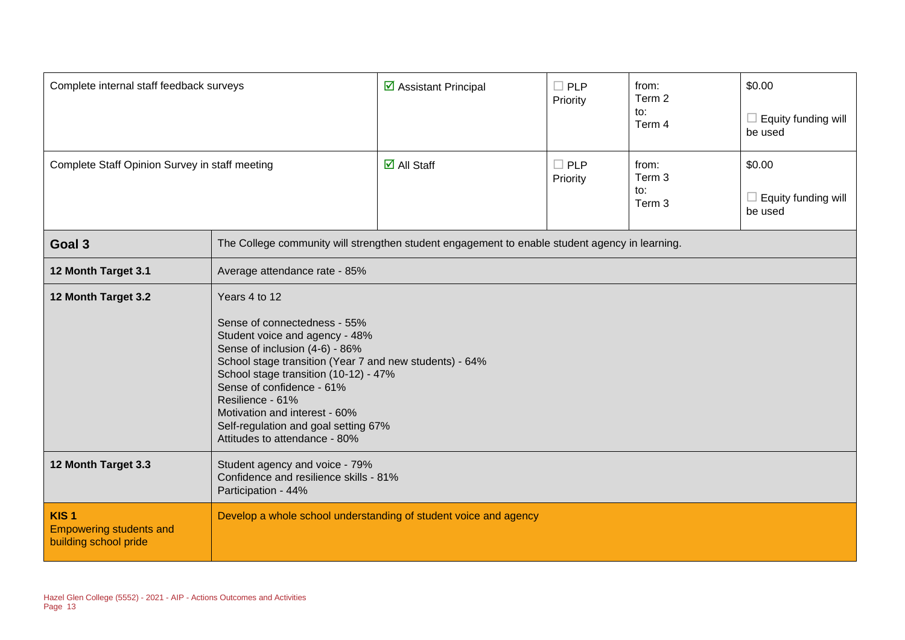| | | | | |
|---|---|---|---|---|
| Complete internal staff feedback surveys | ☑ Assistant Principal | ☐ PLP Priority | from: Term 2 to: Term 4 | $0.00 ☐ Equity funding will be used |
| Complete Staff Opinion Survey in staff meeting | ☑ All Staff | ☐ PLP Priority | from: Term 3 to: Term 3 | $0.00 ☐ Equity funding will be used |

| | |
|---|---|
| **Goal 3** | The College community will strengthen student engagement to enable student agency in learning. |
| **12 Month Target 3.1** | Average attendance rate - 85% |
| **12 Month Target 3.2** | Years 4 to 12<br><br>Sense of connectedness - 55%<br>Student voice and agency - 48%<br>Sense of inclusion (4-6) - 86%<br>School stage transition (Year 7 and new students) - 64%<br>School stage transition (10-12) - 47%<br>Sense of confidence - 61%<br>Resilience - 61%<br>Motivation and interest - 60%<br>Self-regulation and goal setting 67%<br>Attitudes to attendance - 80% |
| **12 Month Target 3.3** | Student agency and voice - 79%<br>Confidence and resilience skills - 81%<br>Participation - 44% |
| **KIS 1**<br>Empowering students and building school pride | Develop a whole school understanding of student voice and agency |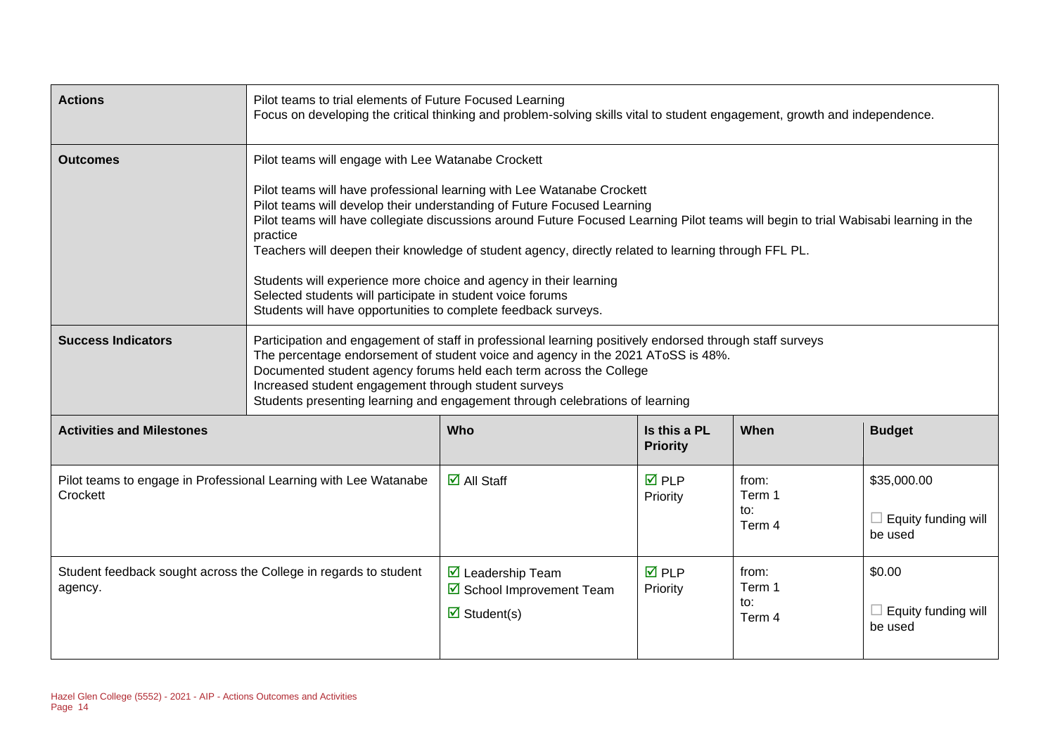| **Actions** | Pilot teams to trial elements of Future Focused Learning<br>Focus on developing the critical thinking and problem-solving skills vital to student engagement, growth and independence. | | | |
|---|---|---|---|---|
| **Outcomes** | Pilot teams will engage with Lee Watanabe Crockett<br><br>Pilot teams will have professional learning with Lee Watanabe Crockett<br>Pilot teams will develop their understanding of Future Focused Learning<br>Pilot teams will have collegiate discussions around Future Focused Learning Pilot teams will begin to trial Wabisabi learning in the practice<br>Teachers will deepen their knowledge of student agency, directly related to learning through FFL PL.<br><br>Students will experience more choice and agency in their learning<br>Selected students will participate in student voice forums<br>Students will have opportunities to complete feedback surveys. | | | |
| **Success Indicators** | Participation and engagement of staff in professional learning positively endorsed through staff surveys<br>The percentage endorsement of student voice and agency in the 2021 AToSS is 48%.<br>Documented student agency forums held each term across the College<br>Increased student engagement through student surveys<br>Students presenting learning and engagement through celebrations of learning | | | |

| **Activities and Milestones** | **Who** | **Is this a PL Priority** | **When** | **Budget** |
|---|---|---|---|---|
| Pilot teams to engage in Professional Learning with Lee Watanabe Crockett | ☑ All Staff | ☑ PLP Priority | from: Term 1<br>to: Term 4 | $35,000.00<br><br>☐ Equity funding will be used |
| Student feedback sought across the College in regards to student agency. | ☑ Leadership Team<br>☑ School Improvement Team<br>☑ Student(s) | ☑ PLP Priority | from: Term 1<br>to: Term 4 | $0.00<br><br>☐ Equity funding will be used |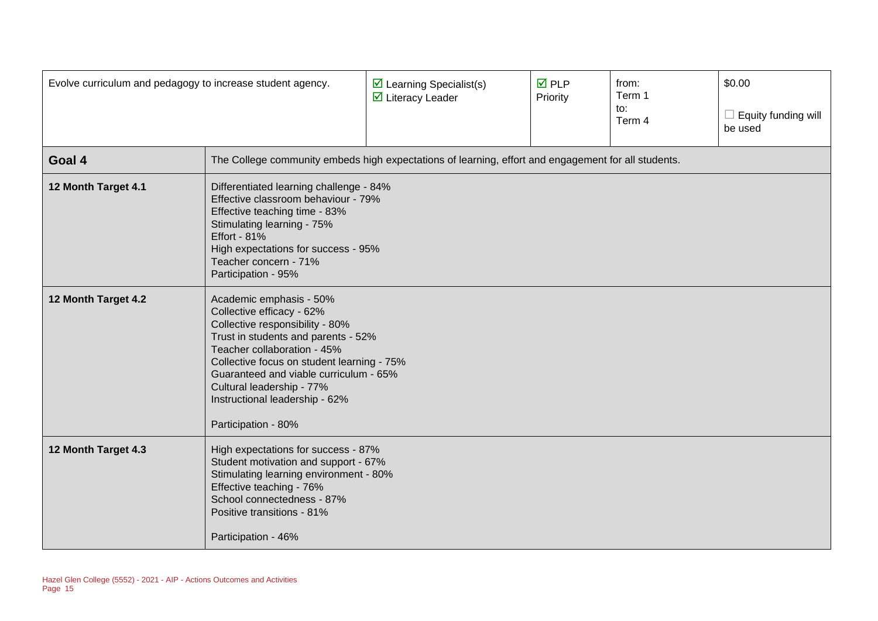| Evolve curriculum and pedagogy to increase student agency. | ☑ Learning Specialist(s)<br>☑ Literacy Leader | ☑ PLP Priority | from:<br>Term 1<br>to:<br>Term 4 | $0.00<br><br>☐ Equity funding will be used |
|---|---|---|---|---|

| **Goal 4** | The College community embeds high expectations of learning, effort and engagement for all students. |
|---|---|
| **12 Month Target 4.1** | Differentiated learning challenge - 84%<br>Effective classroom behaviour - 79%<br>Effective teaching time - 83%<br>Stimulating learning - 75%<br>Effort - 81%<br>High expectations for success - 95%<br>Teacher concern - 71%<br>Participation - 95% |
| **12 Month Target 4.2** | Academic emphasis - 50%<br>Collective efficacy - 62%<br>Collective responsibility - 80%<br>Trust in students and parents - 52%<br>Teacher collaboration - 45%<br>Collective focus on student learning - 75%<br>Guaranteed and viable curriculum - 65%<br>Cultural leadership - 77%<br>Instructional leadership - 62%<br><br>Participation - 80% |
| **12 Month Target 4.3** | High expectations for success - 87%<br>Student motivation and support - 67%<br>Stimulating learning environment - 80%<br>Effective teaching - 76%<br>School connectedness - 87%<br>Positive transitions - 81%<br><br>Participation - 46% |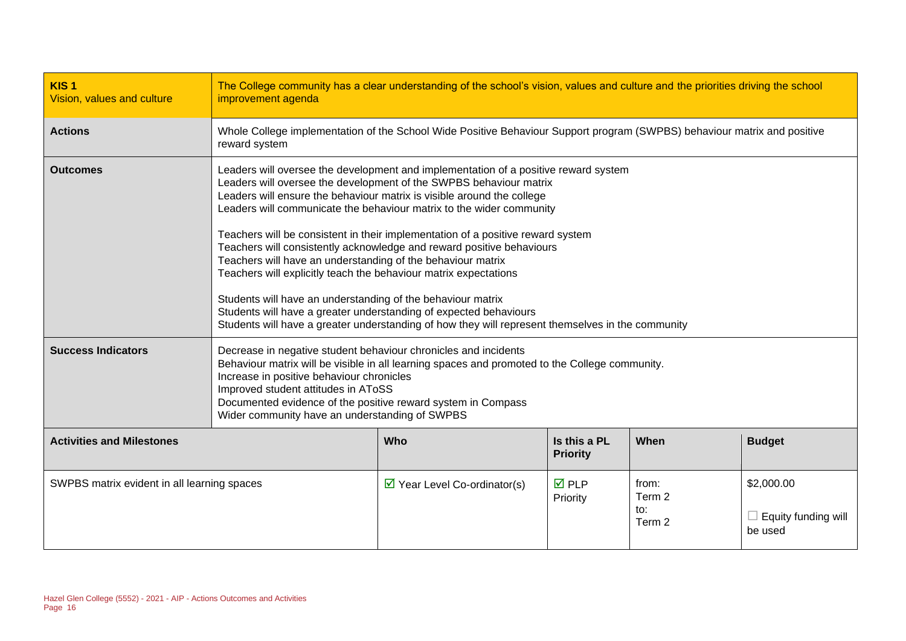| **KIS 1** Vision, values and culture | The College community has a clear understanding of the school's vision, values and culture and the priorities driving the school improvement agenda | | | |
|---|---|---|---|---|
| **Actions** | Whole College implementation of the School Wide Positive Behaviour Support program (SWPBS) behaviour matrix and positive reward system | | | |
| **Outcomes** | Leaders will oversee the development and implementation of a positive reward system<br>Leaders will oversee the development of the SWPBS behaviour matrix<br>Leaders will ensure the behaviour matrix is visible around the college<br>Leaders will communicate the behaviour matrix to the wider community<br><br>Teachers will be consistent in their implementation of a positive reward system<br>Teachers will consistently acknowledge and reward positive behaviours<br>Teachers will have an understanding of the behaviour matrix<br>Teachers will explicitly teach the behaviour matrix expectations<br><br>Students will have an understanding of the behaviour matrix<br>Students will have a greater understanding of expected behaviours<br>Students will have a greater understanding of how they will represent themselves in the community | | | |
| **Success Indicators** | Decrease in negative student behaviour chronicles and incidents<br>Behaviour matrix will be visible in all learning spaces and promoted to the College community.<br>Increase in positive behaviour chronicles<br>Improved student attitudes in AToSS<br>Documented evidence of the positive reward system in Compass<br>Wider community have an understanding of SWPBS | | | |
| **Activities and Milestones** | **Who** | **Is this a PL Priority** | **When** | **Budget** |
| SWPBS matrix evident in all learning spaces | ☑ Year Level Co-ordinator(s) | ☑ PLP Priority | from: Term 2<br>to: Term 2 | $2,000.00<br><br>☐ Equity funding will be used |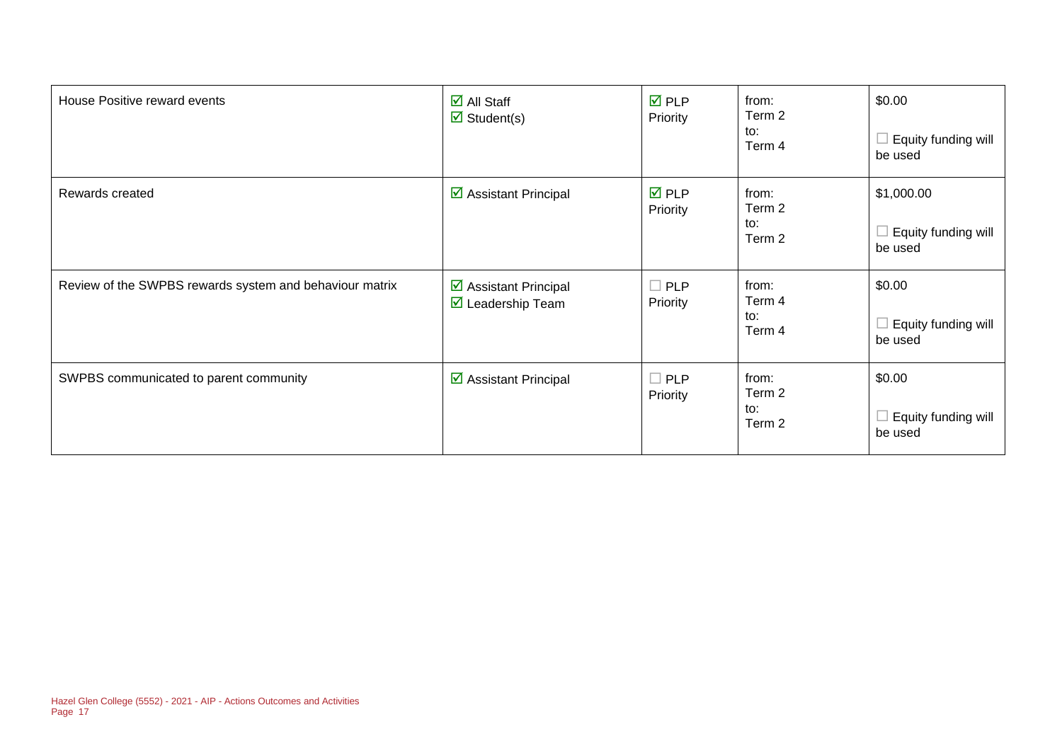| | | | | |
|---|---|---|---|---|
| House Positive reward events | ☑ All Staff<br>☑ Student(s) | ☑ PLP Priority | from: Term 2<br>to: Term 4 | $0.00<br><br>☐ Equity funding will be used |
| Rewards created | ☑ Assistant Principal | ☑ PLP Priority | from: Term 2<br>to: Term 2 | $1,000.00<br><br>☐ Equity funding will be used |
| Review of the SWPBS rewards system and behaviour matrix | ☑ Assistant Principal<br>☑ Leadership Team | ☐ PLP Priority | from: Term 4<br>to: Term 4 | $0.00<br><br>☐ Equity funding will be used |
| SWPBS communicated to parent community | ☑ Assistant Principal | ☐ PLP Priority | from: Term 2<br>to: Term 2 | $0.00<br><br>☐ Equity funding will be used |